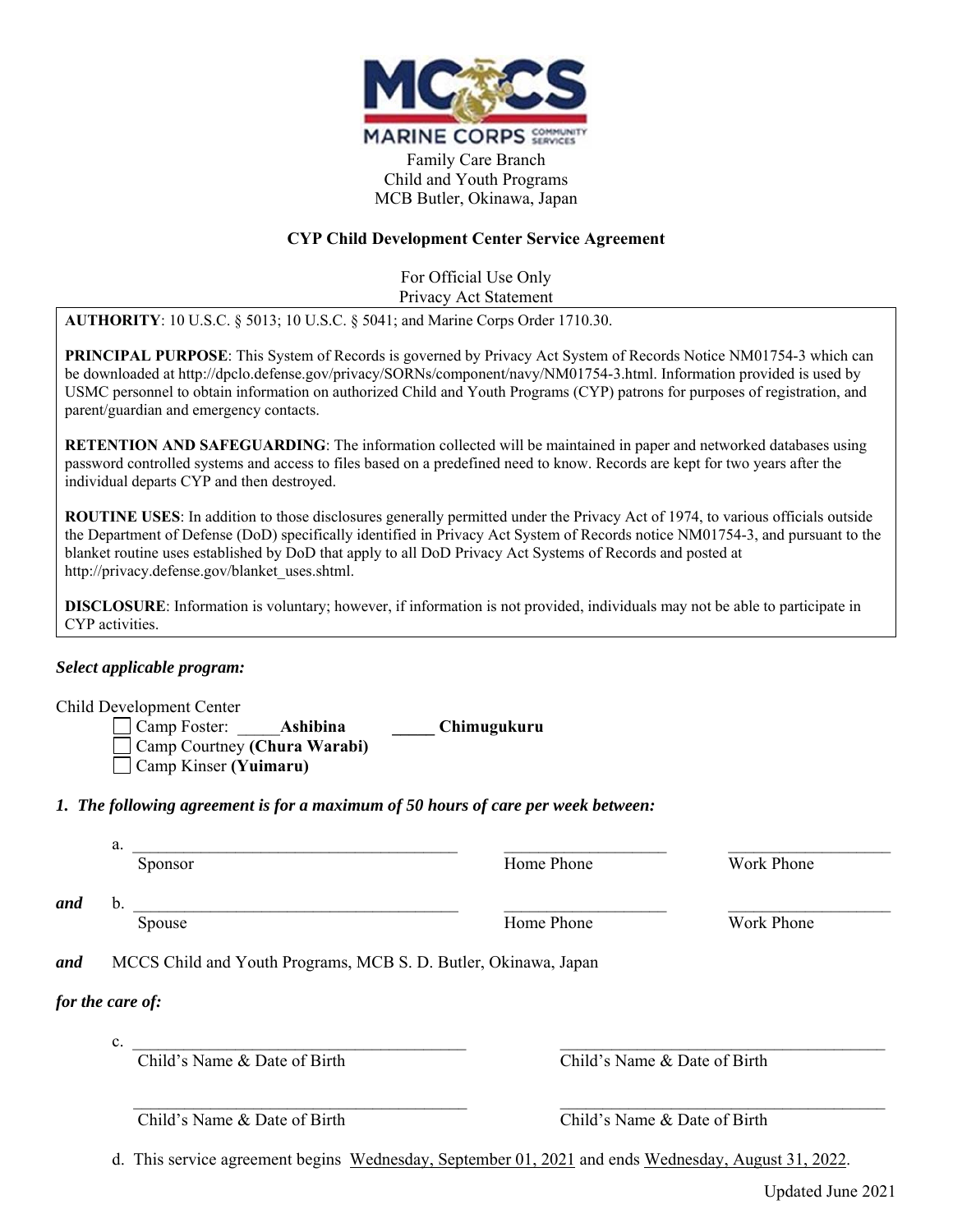Family Care Branch
Child and Youth Programs
MCB Butler, Okinawa, Japan

## CYP Child Development Center Service Agreement

For Official Use Only
Privacy Act Statement

**AUTHORITY**: 10 U.S.C. § 5013; 10 U.S.C. § 5041; and Marine Corps Order 1710.30.

**PRINCIPAL PURPOSE**: This System of Records is governed by Privacy Act System of Records Notice NM01754-3 which can be downloaded at http://dpclo.defense.gov/privacy/SORNs/component/navy/NM01754-3.html. Information provided is used by USMC personnel to obtain information on authorized Child and Youth Programs (CYP) patrons for purposes of registration, and parent/guardian and emergency contacts.

**RETENTION AND SAFEGUARDING**: The information collected will be maintained in paper and networked databases using password controlled systems and access to files based on a predefined need to know. Records are kept for two years after the individual departs CYP and then destroyed.

**ROUTINE USES**: In addition to those disclosures generally permitted under the Privacy Act of 1974, to various officials outside the Department of Defense (DoD) specifically identified in Privacy Act System of Records notice NM01754-3, and pursuant to the blanket routine uses established by DoD that apply to all DoD Privacy Act Systems of Records and posted at http://privacy.defense.gov/blanket_uses.shtml.

**DISCLOSURE**: Information is voluntary; however, if information is not provided, individuals may not be able to participate in CYP activities.

***Select applicable program:***

Child Development Center

- ☐ Camp Foster: _____**Ashibina** _____ **Chimugukuru**
- ☐ Camp Courtney **(Chura Warabi)**
- ☐ Camp Kinser **(Yuimaru)**

***1. The following agreement is for a maximum of 50 hours of care per week between:***

a. ________________________ Sponsor ____________ Home Phone ____________ Work Phone

***and*** b. ________________________ Spouse ____________ Home Phone ____________ Work Phone

***and*** MCCS Child and Youth Programs, MCB S. D. Butler, Okinawa, Japan

***for the care of:***

c. ________________________ Child's Name & Date of Birth ________________________ Child's Name & Date of Birth

________________________ Child's Name & Date of Birth ________________________ Child's Name & Date of Birth

d. This service agreement begins Wednesday, September 01, 2021 and ends Wednesday, August 31, 2022.

Updated June 2021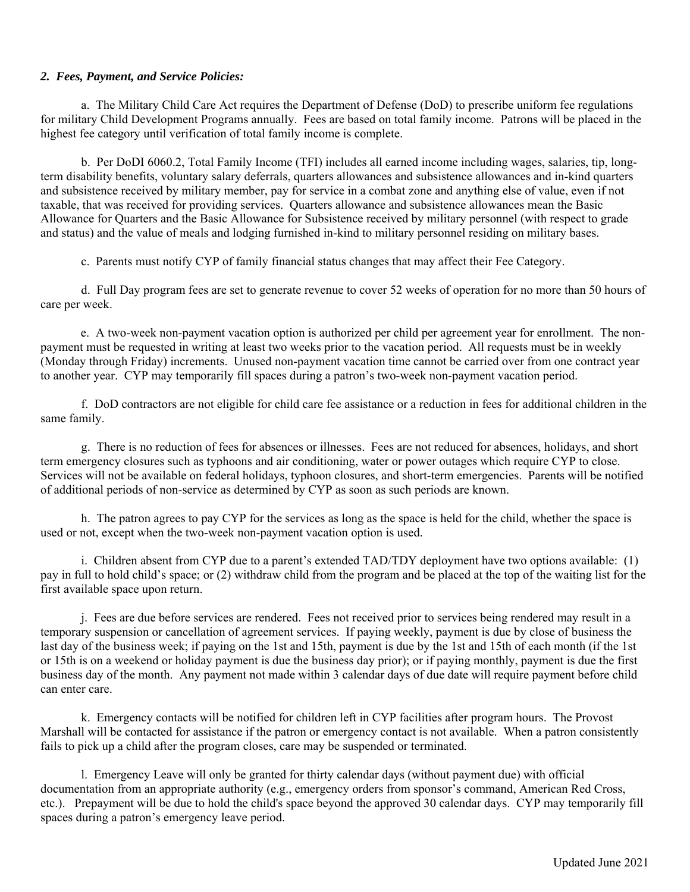***2. Fees, Payment, and Service Policies:***

a. The Military Child Care Act requires the Department of Defense (DoD) to prescribe uniform fee regulations for military Child Development Programs annually. Fees are based on total family income. Patrons will be placed in the highest fee category until verification of total family income is complete.

b. Per DoDI 6060.2, Total Family Income (TFI) includes all earned income including wages, salaries, tip, long-term disability benefits, voluntary salary deferrals, quarters allowances and subsistence allowances and in-kind quarters and subsistence received by military member, pay for service in a combat zone and anything else of value, even if not taxable, that was received for providing services. Quarters allowance and subsistence allowances mean the Basic Allowance for Quarters and the Basic Allowance for Subsistence received by military personnel (with respect to grade and status) and the value of meals and lodging furnished in-kind to military personnel residing on military bases.

c. Parents must notify CYP of family financial status changes that may affect their Fee Category.

d. Full Day program fees are set to generate revenue to cover 52 weeks of operation for no more than 50 hours of care per week.

e. A two-week non-payment vacation option is authorized per child per agreement year for enrollment. The non-payment must be requested in writing at least two weeks prior to the vacation period. All requests must be in weekly (Monday through Friday) increments. Unused non-payment vacation time cannot be carried over from one contract year to another year. CYP may temporarily fill spaces during a patron's two-week non-payment vacation period.

f. DoD contractors are not eligible for child care fee assistance or a reduction in fees for additional children in the same family.

g. There is no reduction of fees for absences or illnesses. Fees are not reduced for absences, holidays, and short term emergency closures such as typhoons and air conditioning, water or power outages which require CYP to close. Services will not be available on federal holidays, typhoon closures, and short-term emergencies. Parents will be notified of additional periods of non-service as determined by CYP as soon as such periods are known.

h. The patron agrees to pay CYP for the services as long as the space is held for the child, whether the space is used or not, except when the two-week non-payment vacation option is used.

i. Children absent from CYP due to a parent's extended TAD/TDY deployment have two options available: (1) pay in full to hold child's space; or (2) withdraw child from the program and be placed at the top of the waiting list for the first available space upon return.

j. Fees are due before services are rendered. Fees not received prior to services being rendered may result in a temporary suspension or cancellation of agreement services. If paying weekly, payment is due by close of business the last day of the business week; if paying on the 1st and 15th, payment is due by the 1st and 15th of each month (if the 1st or 15th is on a weekend or holiday payment is due the business day prior); or if paying monthly, payment is due the first business day of the month. Any payment not made within 3 calendar days of due date will require payment before child can enter care.

k. Emergency contacts will be notified for children left in CYP facilities after program hours. The Provost Marshall will be contacted for assistance if the patron or emergency contact is not available. When a patron consistently fails to pick up a child after the program closes, care may be suspended or terminated.

l. Emergency Leave will only be granted for thirty calendar days (without payment due) with official documentation from an appropriate authority (e.g., emergency orders from sponsor's command, American Red Cross, etc.). Prepayment will be due to hold the child's space beyond the approved 30 calendar days. CYP may temporarily fill spaces during a patron's emergency leave period.

Updated June 2021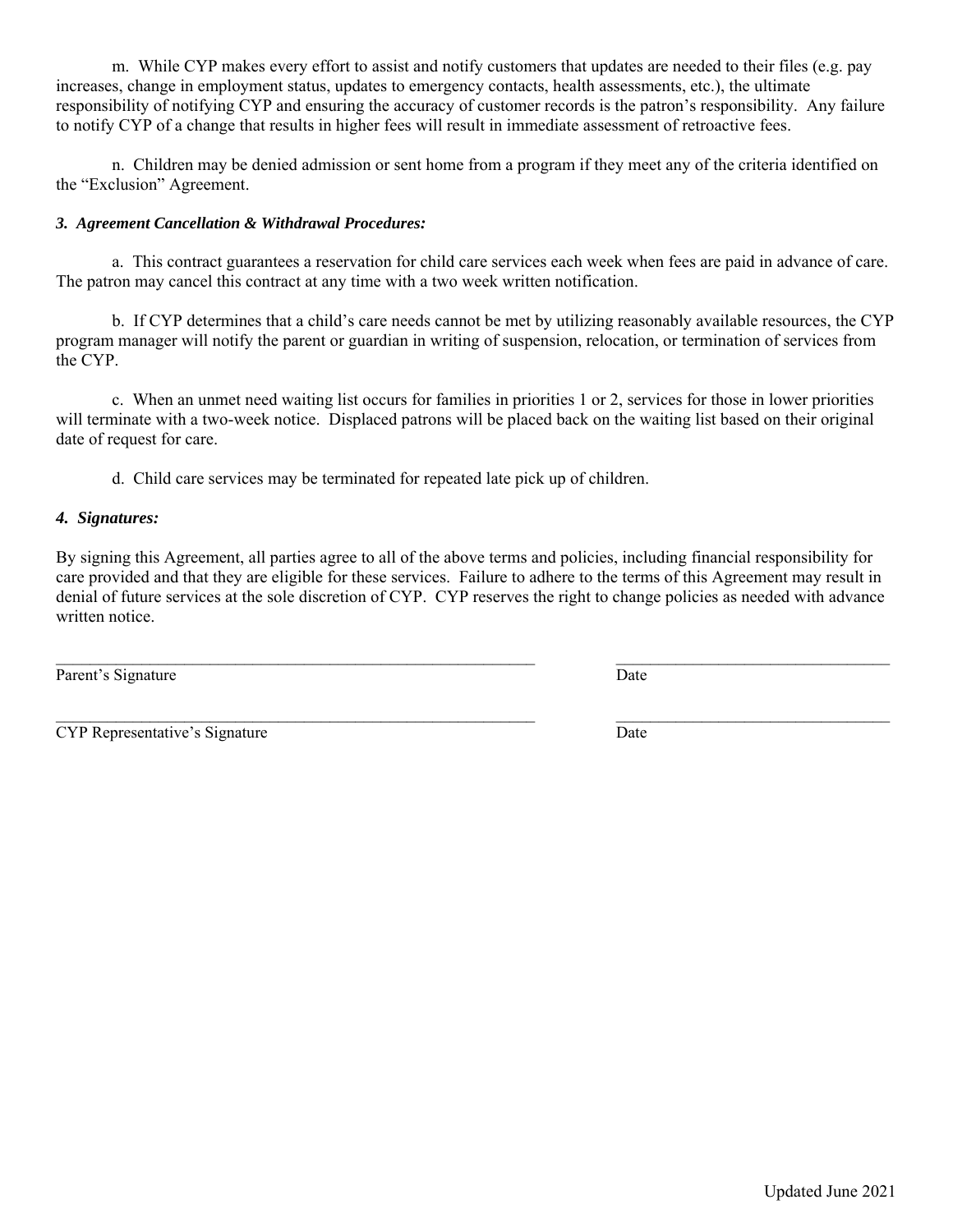m. While CYP makes every effort to assist and notify customers that updates are needed to their files (e.g. pay increases, change in employment status, updates to emergency contacts, health assessments, etc.), the ultimate responsibility of notifying CYP and ensuring the accuracy of customer records is the patron's responsibility. Any failure to notify CYP of a change that results in higher fees will result in immediate assessment of retroactive fees.

n. Children may be denied admission or sent home from a program if they meet any of the criteria identified on the "Exclusion" Agreement.

***3. Agreement Cancellation & Withdrawal Procedures:***

a. This contract guarantees a reservation for child care services each week when fees are paid in advance of care. The patron may cancel this contract at any time with a two week written notification.

b. If CYP determines that a child's care needs cannot be met by utilizing reasonably available resources, the CYP program manager will notify the parent or guardian in writing of suspension, relocation, or termination of services from the CYP.

c. When an unmet need waiting list occurs for families in priorities 1 or 2, services for those in lower priorities will terminate with a two-week notice. Displaced patrons will be placed back on the waiting list based on their original date of request for care.

d. Child care services may be terminated for repeated late pick up of children.

***4. Signatures:***

By signing this Agreement, all parties agree to all of the above terms and policies, including financial responsibility for care provided and that they are eligible for these services. Failure to adhere to the terms of this Agreement may result in denial of future services at the sole discretion of CYP. CYP reserves the right to change policies as needed with advance written notice.

\_\_\_\_\_\_\_\_\_\_\_\_\_\_\_\_\_\_\_\_\_\_\_\_\_\_\_\_\_\_\_\_\_\_\_\_\_\_\_\_\_\_\_\_ \_\_\_\_\_\_\_\_\_\_\_\_\_\_\_\_\_\_\_\_\_\_\_\_\_\_

Parent's Signature Date

\_\_\_\_\_\_\_\_\_\_\_\_\_\_\_\_\_\_\_\_\_\_\_\_\_\_\_\_\_\_\_\_\_\_\_\_\_\_\_\_\_\_\_\_ \_\_\_\_\_\_\_\_\_\_\_\_\_\_\_\_\_\_\_\_\_\_\_\_\_\_

CYP Representative's Signature Date

Updated June 2021